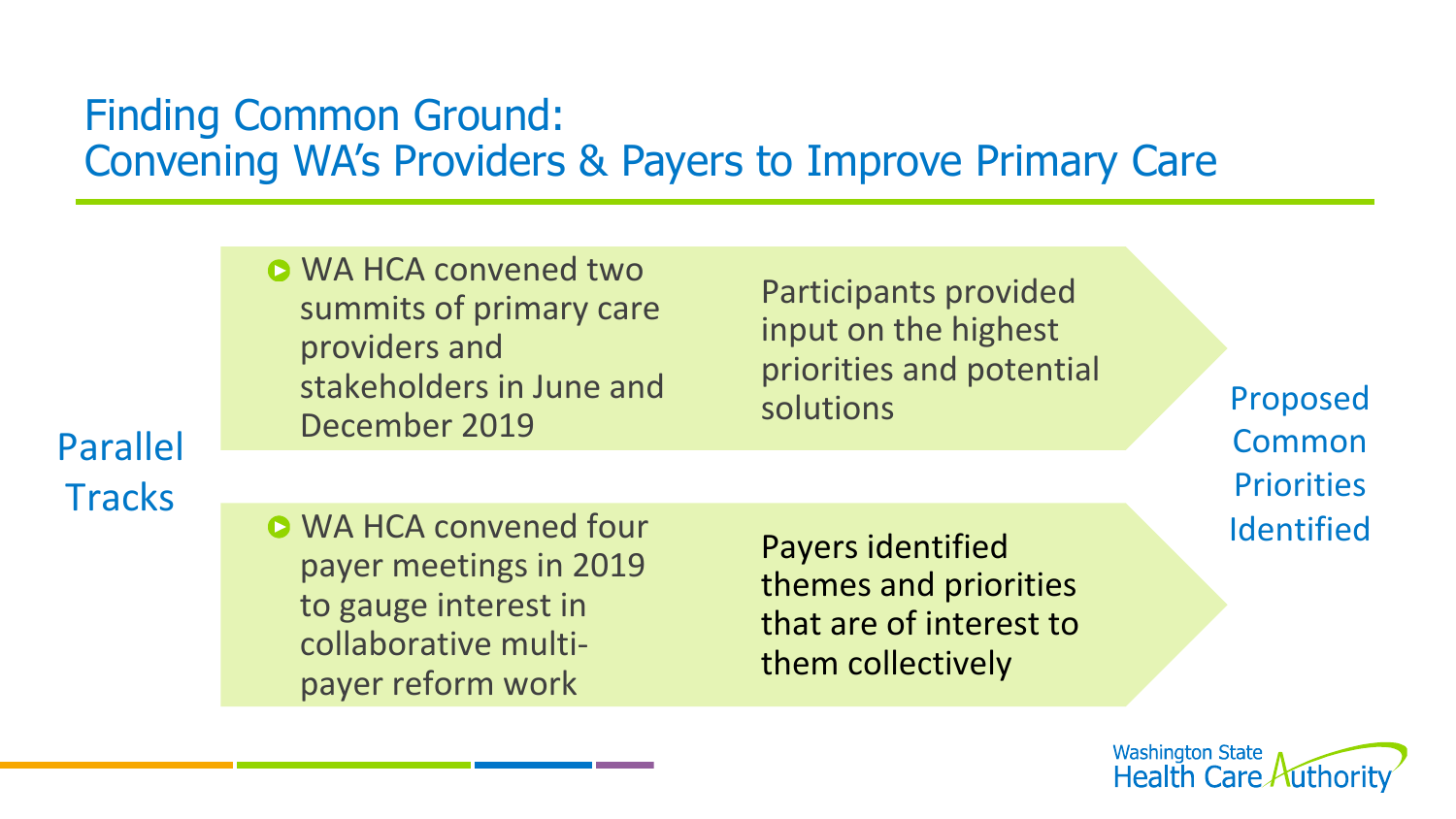# Finding Common Ground: Convening WA's Providers & Payers to Improve Primary Care

**Parallel Tracks**

- WA HCA convened two summits of primary care providers and stakeholders in June and December 2019

  Participants provided input on the highest priorities and potential solutions

- WA HCA convened four payer meetings in 2019 to gauge interest in collaborative multi-payer reform work

  Payers identified themes and priorities that are of interest to them collectively

**Proposed Common Priorities Identified**

Washington State Health Care Authority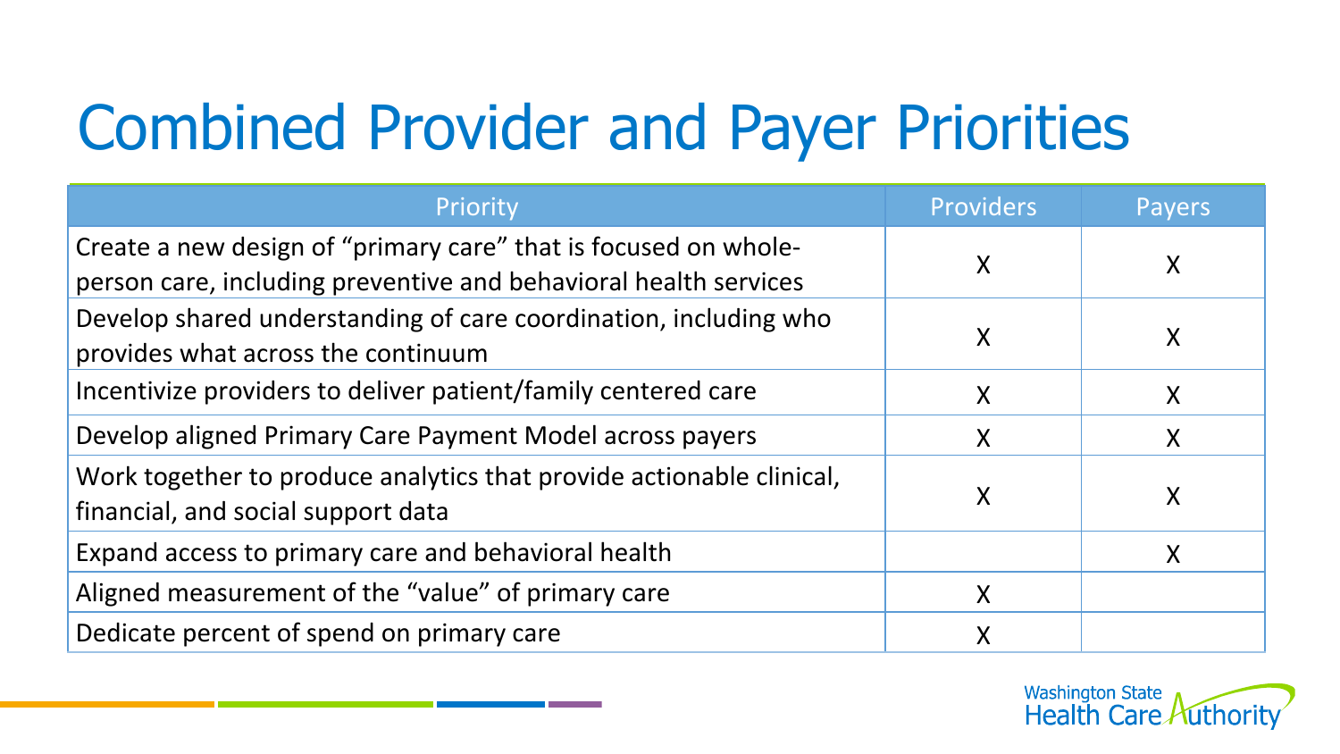# Combined Provider and Payer Priorities

| Priority | Providers | Payers |
| --- | --- | --- |
| Create a new design of "primary care" that is focused on whole-person care, including preventive and behavioral health services | X | X |
| Develop shared understanding of care coordination, including who provides what across the continuum | X | X |
| Incentivize providers to deliver patient/family centered care | X | X |
| Develop aligned Primary Care Payment Model across payers | X | X |
| Work together to produce analytics that provide actionable clinical, financial, and social support data | X | X |
| Expand access to primary care and behavioral health | | X |
| Aligned measurement of the "value" of primary care | X | |
| Dedicate percent of spend on primary care | X | |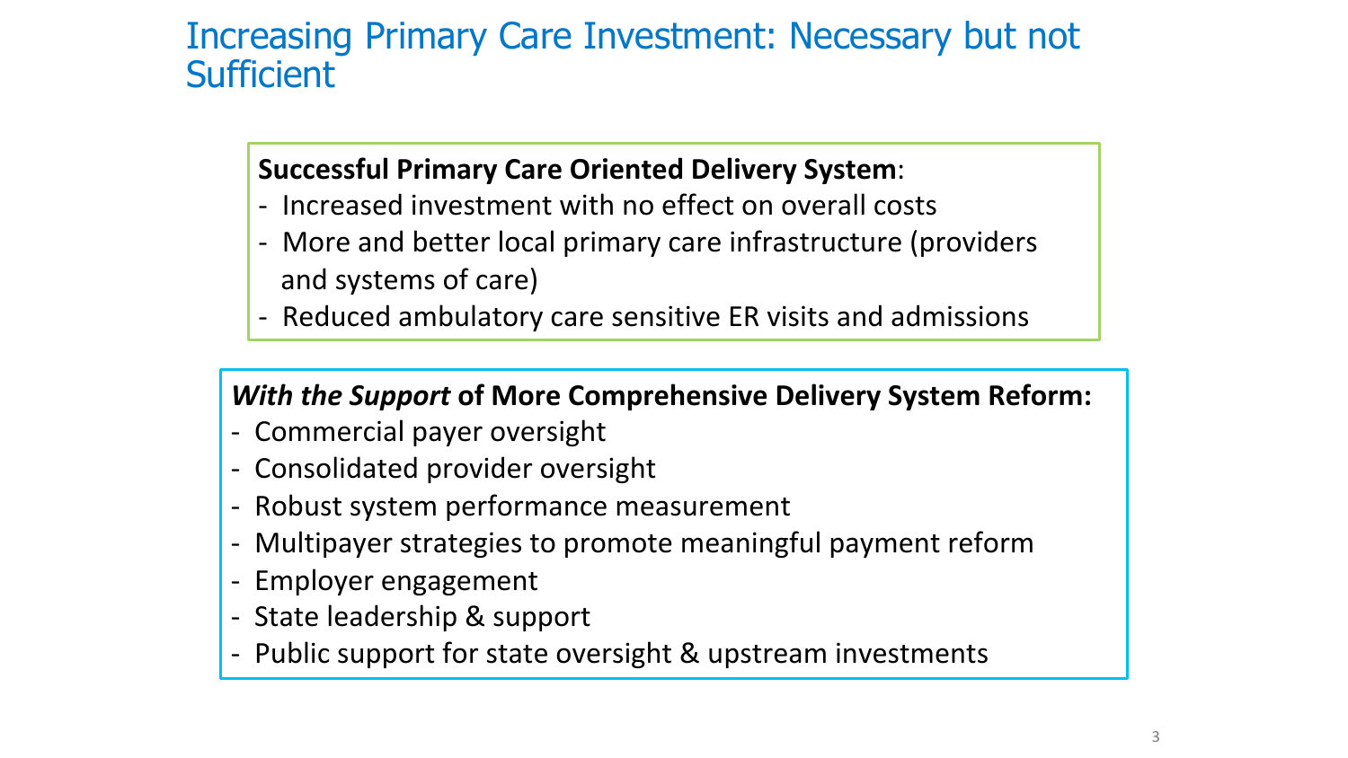# Increasing Primary Care Investment: Necessary but not Sufficient

**Successful Primary Care Oriented Delivery System**:

- Increased investment with no effect on overall costs
- More and better local primary care infrastructure (providers and systems of care)
- Reduced ambulatory care sensitive ER visits and admissions

***With the Support* of More Comprehensive Delivery System Reform:**

- Commercial payer oversight
- Consolidated provider oversight
- Robust system performance measurement
- Multipayer strategies to promote meaningful payment reform
- Employer engagement
- State leadership & support
- Public support for state oversight & upstream investments